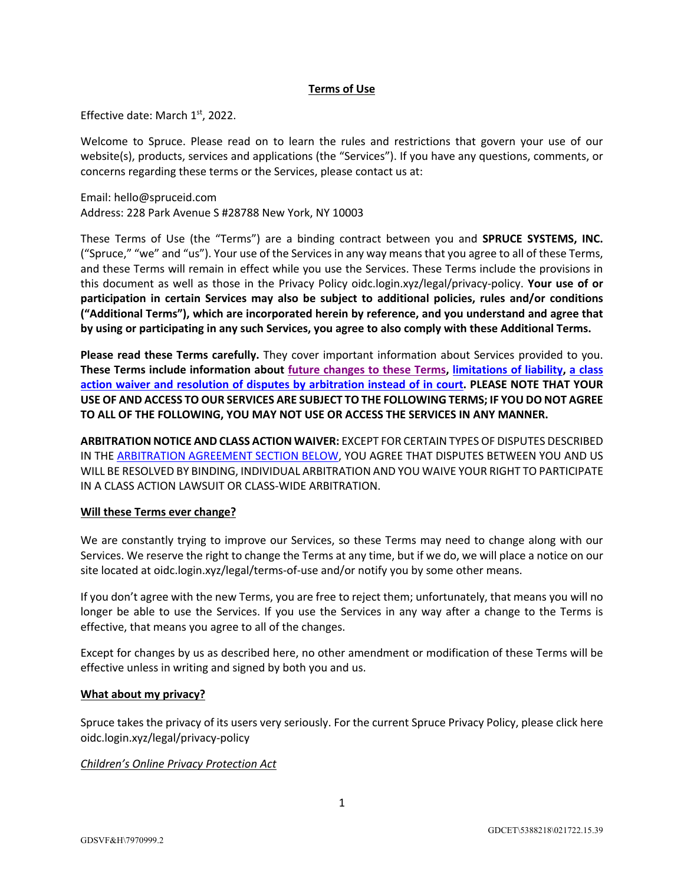# Terms of Use

Effective date: March 1st, 2022.

Welcome to Spruce. Please read on to learn the rules and restrictions that govern your use of our website(s), products, services and applications (the "Services"). If you have any questions, comments, or concerns regarding these terms or the Services, please contact us at:

Email: hello@spruceid.com
Address: 228 Park Avenue S #28788 New York, NY 10003

These Terms of Use (the "Terms") are a binding contract between you and **SPRUCE SYSTEMS, INC.** ("Spruce," "we" and "us"). Your use of the Services in any way means that you agree to all of these Terms, and these Terms will remain in effect while you use the Services. These Terms include the provisions in this document as well as those in the Privacy Policy oidc.login.xyz/legal/privacy-policy. **Your use of or participation in certain Services may also be subject to additional policies, rules and/or conditions ("Additional Terms"), which are incorporated herein by reference, and you understand and agree that by using or participating in any such Services, you agree to also comply with these Additional Terms.**

**Please read these Terms carefully.** They cover important information about Services provided to you. **These Terms include information about future changes to these Terms, limitations of liability, a class action waiver and resolution of disputes by arbitration instead of in court. PLEASE NOTE THAT YOUR USE OF AND ACCESS TO OUR SERVICES ARE SUBJECT TO THE FOLLOWING TERMS; IF YOU DO NOT AGREE TO ALL OF THE FOLLOWING, YOU MAY NOT USE OR ACCESS THE SERVICES IN ANY MANNER.**

**ARBITRATION NOTICE AND CLASS ACTION WAIVER:** EXCEPT FOR CERTAIN TYPES OF DISPUTES DESCRIBED IN THE ARBITRATION AGREEMENT SECTION BELOW, YOU AGREE THAT DISPUTES BETWEEN YOU AND US WILL BE RESOLVED BY BINDING, INDIVIDUAL ARBITRATION AND YOU WAIVE YOUR RIGHT TO PARTICIPATE IN A CLASS ACTION LAWSUIT OR CLASS-WIDE ARBITRATION.

## Will these Terms ever change?

We are constantly trying to improve our Services, so these Terms may need to change along with our Services. We reserve the right to change the Terms at any time, but if we do, we will place a notice on our site located at oidc.login.xyz/legal/terms-of-use and/or notify you by some other means.

If you don't agree with the new Terms, you are free to reject them; unfortunately, that means you will no longer be able to use the Services. If you use the Services in any way after a change to the Terms is effective, that means you agree to all of the changes.

Except for changes by us as described here, no other amendment or modification of these Terms will be effective unless in writing and signed by both you and us.

## What about my privacy?

Spruce takes the privacy of its users very seriously. For the current Spruce Privacy Policy, please click here oidc.login.xyz/legal/privacy-policy

### *Children's Online Privacy Protection Act*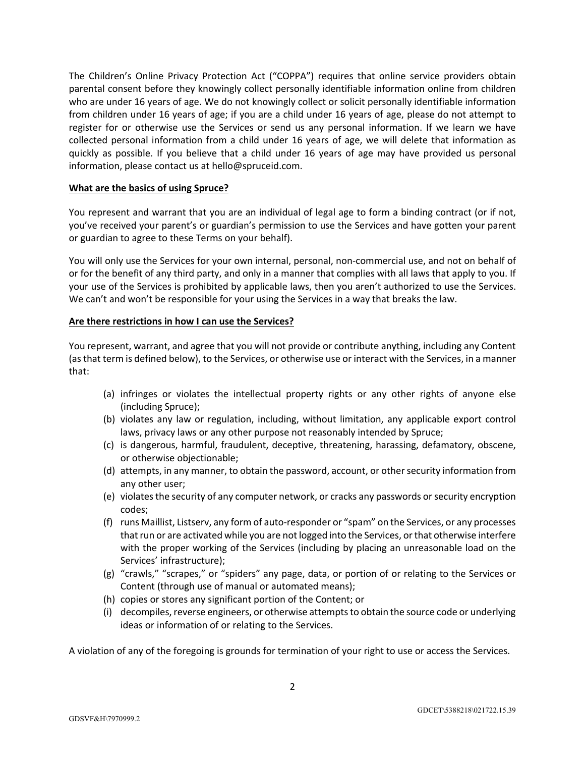The Children's Online Privacy Protection Act ("COPPA") requires that online service providers obtain parental consent before they knowingly collect personally identifiable information online from children who are under 16 years of age. We do not knowingly collect or solicit personally identifiable information from children under 16 years of age; if you are a child under 16 years of age, please do not attempt to register for or otherwise use the Services or send us any personal information. If we learn we have collected personal information from a child under 16 years of age, we will delete that information as quickly as possible. If you believe that a child under 16 years of age may have provided us personal information, please contact us at hello@spruceid.com.

**What are the basics of using Spruce?**

You represent and warrant that you are an individual of legal age to form a binding contract (or if not, you've received your parent's or guardian's permission to use the Services and have gotten your parent or guardian to agree to these Terms on your behalf).

You will only use the Services for your own internal, personal, non-commercial use, and not on behalf of or for the benefit of any third party, and only in a manner that complies with all laws that apply to you. If your use of the Services is prohibited by applicable laws, then you aren't authorized to use the Services. We can't and won't be responsible for your using the Services in a way that breaks the law.

**Are there restrictions in how I can use the Services?**

You represent, warrant, and agree that you will not provide or contribute anything, including any Content (as that term is defined below), to the Services, or otherwise use or interact with the Services, in a manner that:

(a) infringes or violates the intellectual property rights or any other rights of anyone else (including Spruce);

(b) violates any law or regulation, including, without limitation, any applicable export control laws, privacy laws or any other purpose not reasonably intended by Spruce;

(c) is dangerous, harmful, fraudulent, deceptive, threatening, harassing, defamatory, obscene, or otherwise objectionable;

(d) attempts, in any manner, to obtain the password, account, or other security information from any other user;

(e) violates the security of any computer network, or cracks any passwords or security encryption codes;

(f) runs Maillist, Listserv, any form of auto-responder or "spam" on the Services, or any processes that run or are activated while you are not logged into the Services, or that otherwise interfere with the proper working of the Services (including by placing an unreasonable load on the Services' infrastructure);

(g) "crawls," "scrapes," or "spiders" any page, data, or portion of or relating to the Services or Content (through use of manual or automated means);

(h) copies or stores any significant portion of the Content; or

(i) decompiles, reverse engineers, or otherwise attempts to obtain the source code or underlying ideas or information of or relating to the Services.

A violation of any of the foregoing is grounds for termination of your right to use or access the Services.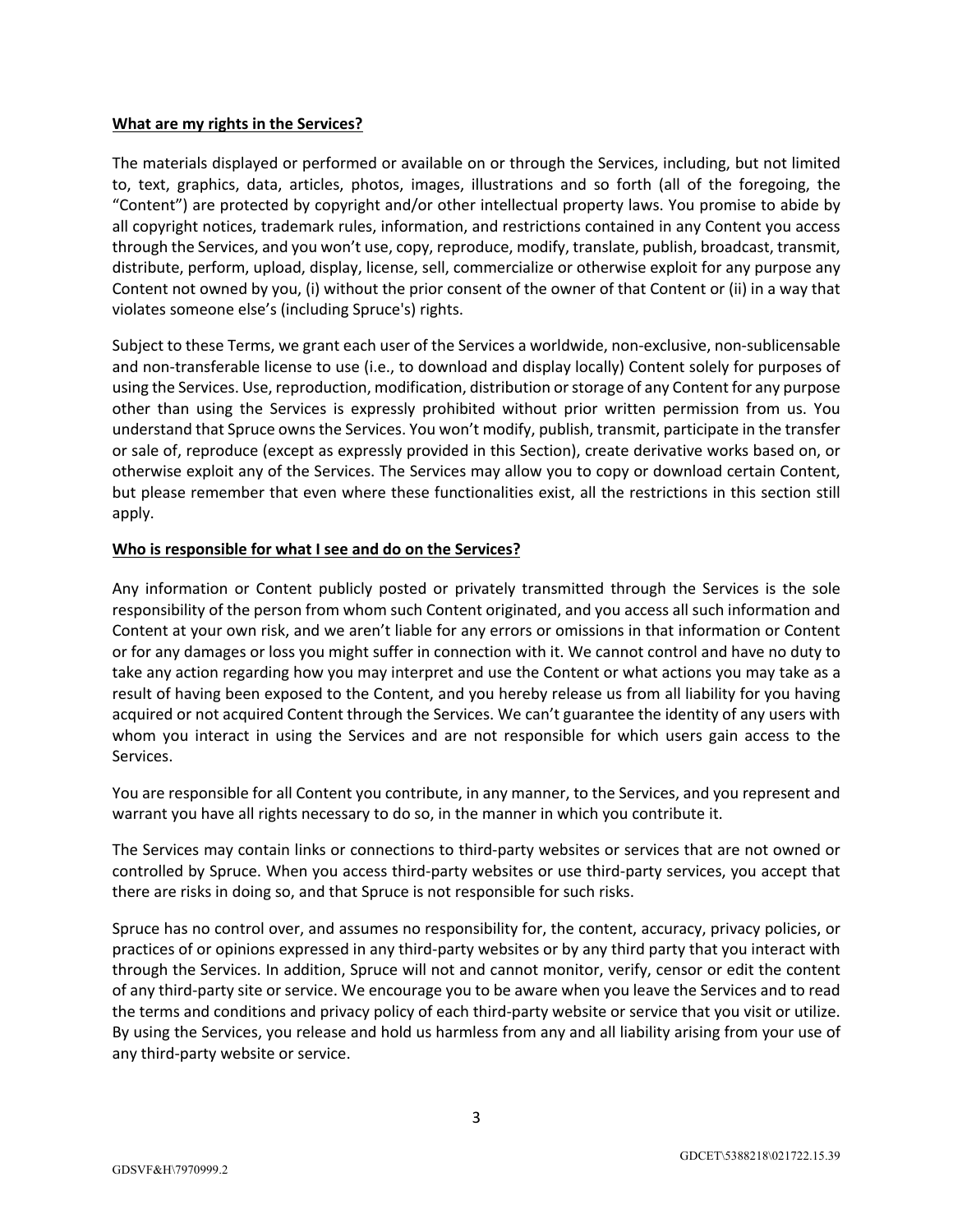**What are my rights in the Services?**

The materials displayed or performed or available on or through the Services, including, but not limited to, text, graphics, data, articles, photos, images, illustrations and so forth (all of the foregoing, the "Content") are protected by copyright and/or other intellectual property laws. You promise to abide by all copyright notices, trademark rules, information, and restrictions contained in any Content you access through the Services, and you won't use, copy, reproduce, modify, translate, publish, broadcast, transmit, distribute, perform, upload, display, license, sell, commercialize or otherwise exploit for any purpose any Content not owned by you, (i) without the prior consent of the owner of that Content or (ii) in a way that violates someone else's (including Spruce's) rights.

Subject to these Terms, we grant each user of the Services a worldwide, non-exclusive, non-sublicensable and non-transferable license to use (i.e., to download and display locally) Content solely for purposes of using the Services. Use, reproduction, modification, distribution or storage of any Content for any purpose other than using the Services is expressly prohibited without prior written permission from us. You understand that Spruce owns the Services. You won't modify, publish, transmit, participate in the transfer or sale of, reproduce (except as expressly provided in this Section), create derivative works based on, or otherwise exploit any of the Services. The Services may allow you to copy or download certain Content, but please remember that even where these functionalities exist, all the restrictions in this section still apply.

**Who is responsible for what I see and do on the Services?**

Any information or Content publicly posted or privately transmitted through the Services is the sole responsibility of the person from whom such Content originated, and you access all such information and Content at your own risk, and we aren't liable for any errors or omissions in that information or Content or for any damages or loss you might suffer in connection with it. We cannot control and have no duty to take any action regarding how you may interpret and use the Content or what actions you may take as a result of having been exposed to the Content, and you hereby release us from all liability for you having acquired or not acquired Content through the Services. We can't guarantee the identity of any users with whom you interact in using the Services and are not responsible for which users gain access to the Services.

You are responsible for all Content you contribute, in any manner, to the Services, and you represent and warrant you have all rights necessary to do so, in the manner in which you contribute it.

The Services may contain links or connections to third-party websites or services that are not owned or controlled by Spruce. When you access third-party websites or use third-party services, you accept that there are risks in doing so, and that Spruce is not responsible for such risks.

Spruce has no control over, and assumes no responsibility for, the content, accuracy, privacy policies, or practices of or opinions expressed in any third-party websites or by any third party that you interact with through the Services. In addition, Spruce will not and cannot monitor, verify, censor or edit the content of any third-party site or service. We encourage you to be aware when you leave the Services and to read the terms and conditions and privacy policy of each third-party website or service that you visit or utilize. By using the Services, you release and hold us harmless from any and all liability arising from your use of any third-party website or service.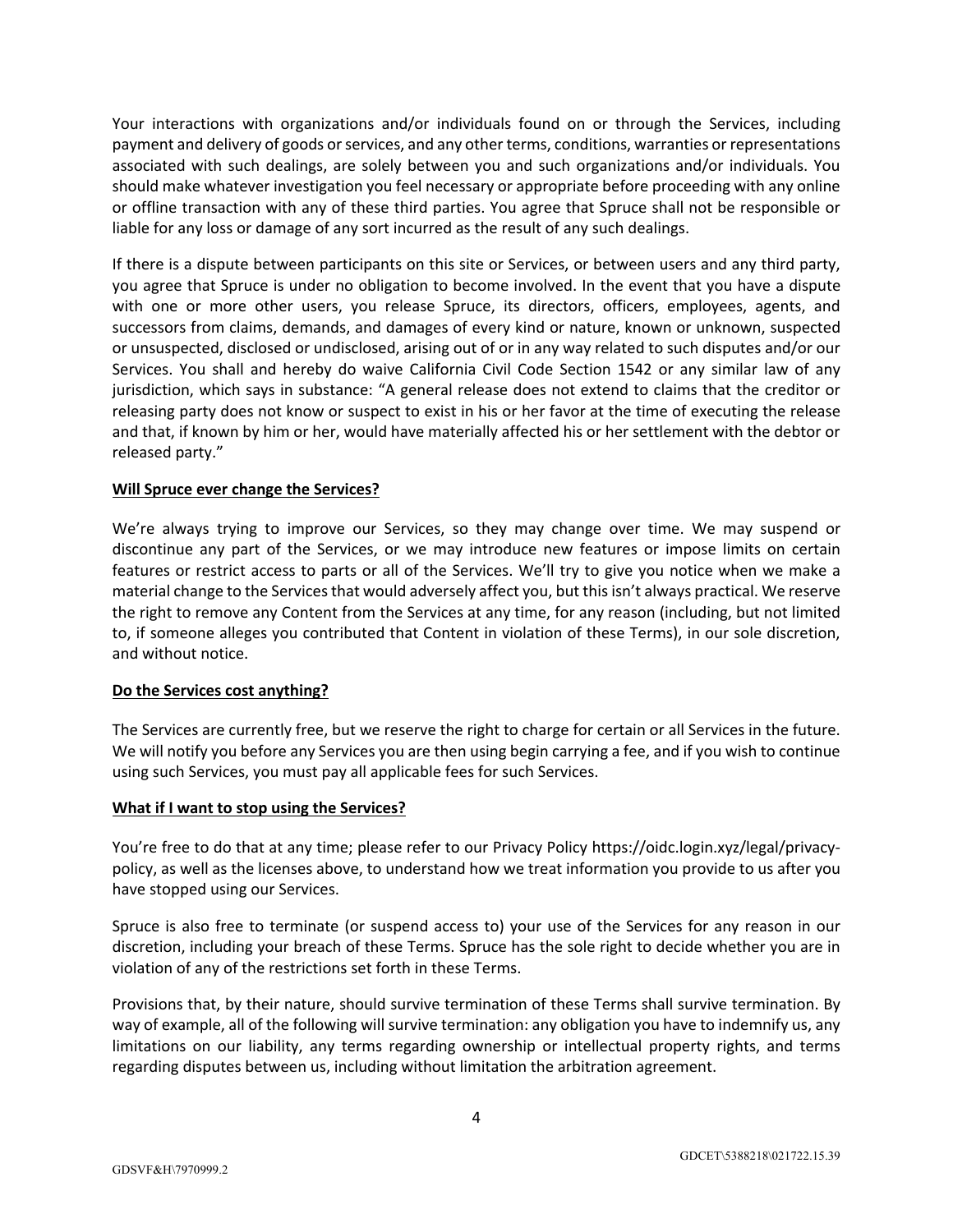Your interactions with organizations and/or individuals found on or through the Services, including payment and delivery of goods or services, and any other terms, conditions, warranties or representations associated with such dealings, are solely between you and such organizations and/or individuals. You should make whatever investigation you feel necessary or appropriate before proceeding with any online or offline transaction with any of these third parties. You agree that Spruce shall not be responsible or liable for any loss or damage of any sort incurred as the result of any such dealings.

If there is a dispute between participants on this site or Services, or between users and any third party, you agree that Spruce is under no obligation to become involved. In the event that you have a dispute with one or more other users, you release Spruce, its directors, officers, employees, agents, and successors from claims, demands, and damages of every kind or nature, known or unknown, suspected or unsuspected, disclosed or undisclosed, arising out of or in any way related to such disputes and/or our Services. You shall and hereby do waive California Civil Code Section 1542 or any similar law of any jurisdiction, which says in substance: "A general release does not extend to claims that the creditor or releasing party does not know or suspect to exist in his or her favor at the time of executing the release and that, if known by him or her, would have materially affected his or her settlement with the debtor or released party."

**Will Spruce ever change the Services?**

We're always trying to improve our Services, so they may change over time. We may suspend or discontinue any part of the Services, or we may introduce new features or impose limits on certain features or restrict access to parts or all of the Services. We'll try to give you notice when we make a material change to the Services that would adversely affect you, but this isn't always practical. We reserve the right to remove any Content from the Services at any time, for any reason (including, but not limited to, if someone alleges you contributed that Content in violation of these Terms), in our sole discretion, and without notice.

**Do the Services cost anything?**

The Services are currently free, but we reserve the right to charge for certain or all Services in the future. We will notify you before any Services you are then using begin carrying a fee, and if you wish to continue using such Services, you must pay all applicable fees for such Services.

**What if I want to stop using the Services?**

You're free to do that at any time; please refer to our Privacy Policy https://oidc.login.xyz/legal/privacy-policy, as well as the licenses above, to understand how we treat information you provide to us after you have stopped using our Services.

Spruce is also free to terminate (or suspend access to) your use of the Services for any reason in our discretion, including your breach of these Terms. Spruce has the sole right to decide whether you are in violation of any of the restrictions set forth in these Terms.

Provisions that, by their nature, should survive termination of these Terms shall survive termination. By way of example, all of the following will survive termination: any obligation you have to indemnify us, any limitations on our liability, any terms regarding ownership or intellectual property rights, and terms regarding disputes between us, including without limitation the arbitration agreement.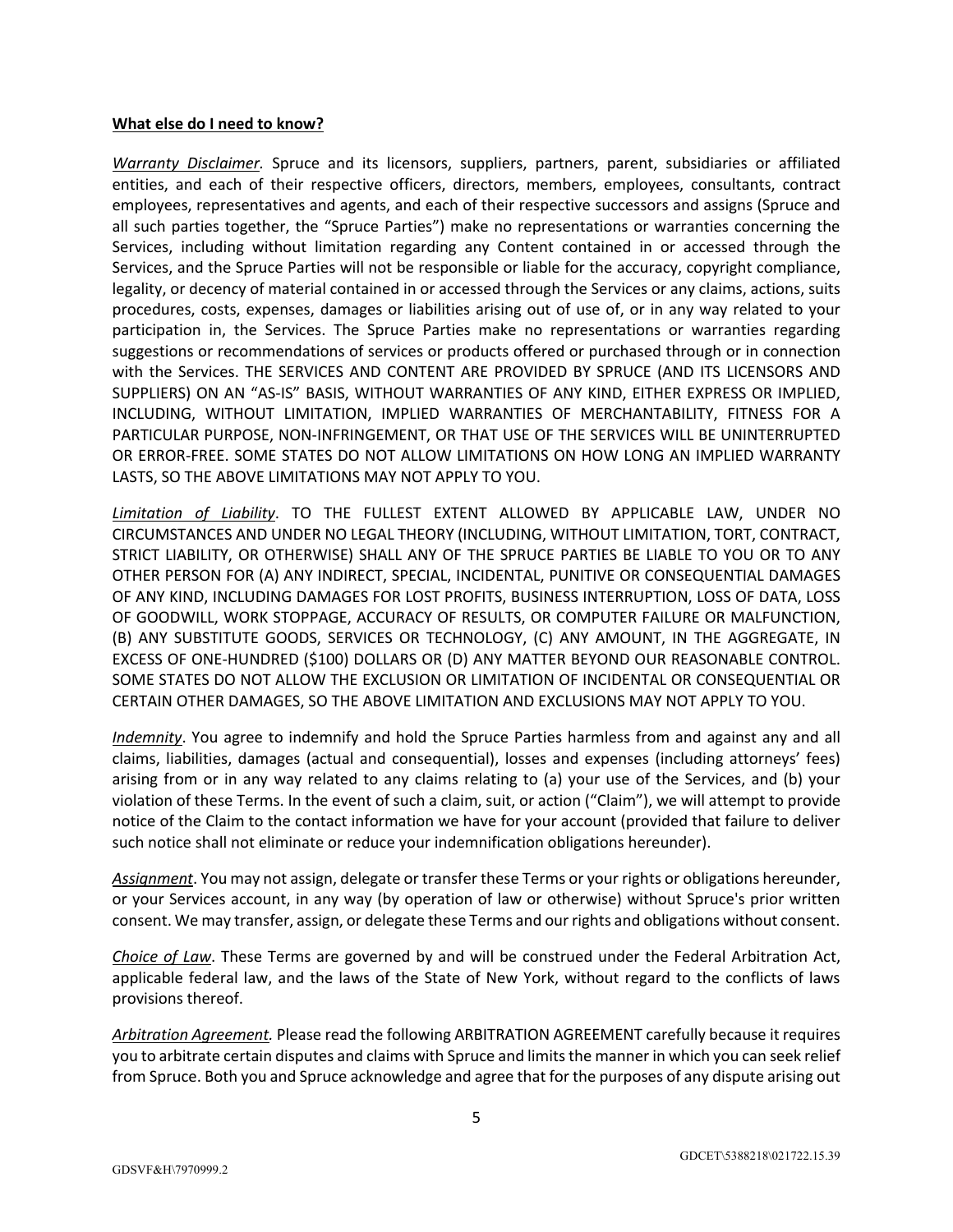**What else do I need to know?**

*Warranty Disclaimer*. Spruce and its licensors, suppliers, partners, parent, subsidiaries or affiliated entities, and each of their respective officers, directors, members, employees, consultants, contract employees, representatives and agents, and each of their respective successors and assigns (Spruce and all such parties together, the "Spruce Parties") make no representations or warranties concerning the Services, including without limitation regarding any Content contained in or accessed through the Services, and the Spruce Parties will not be responsible or liable for the accuracy, copyright compliance, legality, or decency of material contained in or accessed through the Services or any claims, actions, suits procedures, costs, expenses, damages or liabilities arising out of use of, or in any way related to your participation in, the Services. The Spruce Parties make no representations or warranties regarding suggestions or recommendations of services or products offered or purchased through or in connection with the Services. THE SERVICES AND CONTENT ARE PROVIDED BY SPRUCE (AND ITS LICENSORS AND SUPPLIERS) ON AN "AS-IS" BASIS, WITHOUT WARRANTIES OF ANY KIND, EITHER EXPRESS OR IMPLIED, INCLUDING, WITHOUT LIMITATION, IMPLIED WARRANTIES OF MERCHANTABILITY, FITNESS FOR A PARTICULAR PURPOSE, NON-INFRINGEMENT, OR THAT USE OF THE SERVICES WILL BE UNINTERRUPTED OR ERROR-FREE. SOME STATES DO NOT ALLOW LIMITATIONS ON HOW LONG AN IMPLIED WARRANTY LASTS, SO THE ABOVE LIMITATIONS MAY NOT APPLY TO YOU.

*Limitation of Liability*. TO THE FULLEST EXTENT ALLOWED BY APPLICABLE LAW, UNDER NO CIRCUMSTANCES AND UNDER NO LEGAL THEORY (INCLUDING, WITHOUT LIMITATION, TORT, CONTRACT, STRICT LIABILITY, OR OTHERWISE) SHALL ANY OF THE SPRUCE PARTIES BE LIABLE TO YOU OR TO ANY OTHER PERSON FOR (A) ANY INDIRECT, SPECIAL, INCIDENTAL, PUNITIVE OR CONSEQUENTIAL DAMAGES OF ANY KIND, INCLUDING DAMAGES FOR LOST PROFITS, BUSINESS INTERRUPTION, LOSS OF DATA, LOSS OF GOODWILL, WORK STOPPAGE, ACCURACY OF RESULTS, OR COMPUTER FAILURE OR MALFUNCTION, (B) ANY SUBSTITUTE GOODS, SERVICES OR TECHNOLOGY, (C) ANY AMOUNT, IN THE AGGREGATE, IN EXCESS OF ONE-HUNDRED ($100) DOLLARS OR (D) ANY MATTER BEYOND OUR REASONABLE CONTROL. SOME STATES DO NOT ALLOW THE EXCLUSION OR LIMITATION OF INCIDENTAL OR CONSEQUENTIAL OR CERTAIN OTHER DAMAGES, SO THE ABOVE LIMITATION AND EXCLUSIONS MAY NOT APPLY TO YOU.

*Indemnity*. You agree to indemnify and hold the Spruce Parties harmless from and against any and all claims, liabilities, damages (actual and consequential), losses and expenses (including attorneys' fees) arising from or in any way related to any claims relating to (a) your use of the Services, and (b) your violation of these Terms. In the event of such a claim, suit, or action ("Claim"), we will attempt to provide notice of the Claim to the contact information we have for your account (provided that failure to deliver such notice shall not eliminate or reduce your indemnification obligations hereunder).

*Assignment*. You may not assign, delegate or transfer these Terms or your rights or obligations hereunder, or your Services account, in any way (by operation of law or otherwise) without Spruce's prior written consent. We may transfer, assign, or delegate these Terms and our rights and obligations without consent.

*Choice of Law*. These Terms are governed by and will be construed under the Federal Arbitration Act, applicable federal law, and the laws of the State of New York, without regard to the conflicts of laws provisions thereof.

*Arbitration Agreement.* Please read the following ARBITRATION AGREEMENT carefully because it requires you to arbitrate certain disputes and claims with Spruce and limits the manner in which you can seek relief from Spruce. Both you and Spruce acknowledge and agree that for the purposes of any dispute arising out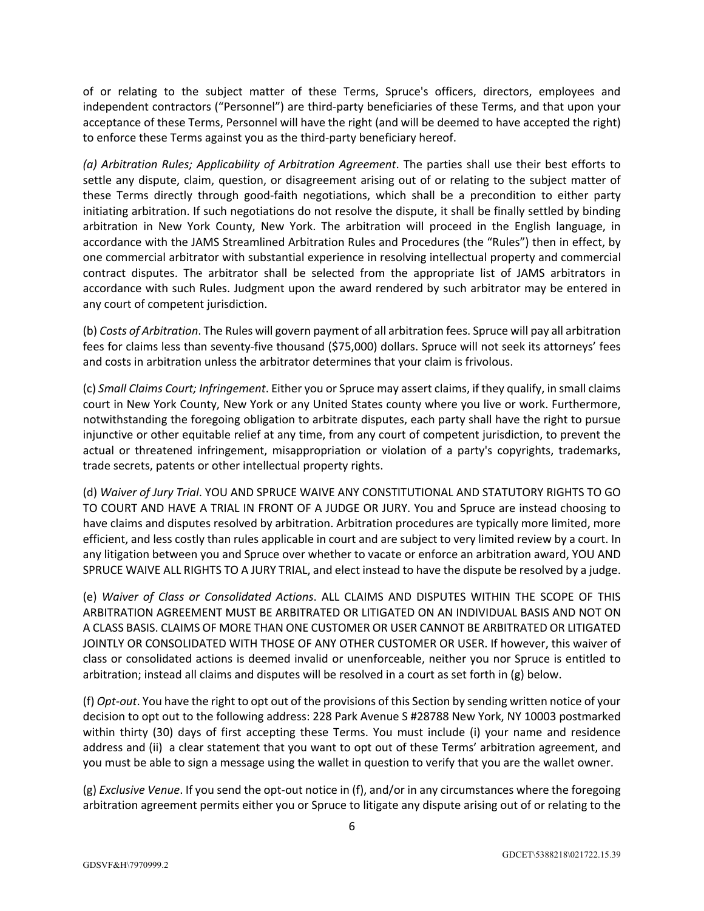of or relating to the subject matter of these Terms, Spruce's officers, directors, employees and independent contractors ("Personnel") are third-party beneficiaries of these Terms, and that upon your acceptance of these Terms, Personnel will have the right (and will be deemed to have accepted the right) to enforce these Terms against you as the third-party beneficiary hereof.

*(a) Arbitration Rules; Applicability of Arbitration Agreement*. The parties shall use their best efforts to settle any dispute, claim, question, or disagreement arising out of or relating to the subject matter of these Terms directly through good-faith negotiations, which shall be a precondition to either party initiating arbitration. If such negotiations do not resolve the dispute, it shall be finally settled by binding arbitration in New York County, New York. The arbitration will proceed in the English language, in accordance with the JAMS Streamlined Arbitration Rules and Procedures (the "Rules") then in effect, by one commercial arbitrator with substantial experience in resolving intellectual property and commercial contract disputes. The arbitrator shall be selected from the appropriate list of JAMS arbitrators in accordance with such Rules. Judgment upon the award rendered by such arbitrator may be entered in any court of competent jurisdiction.

(b) *Costs of Arbitration*. The Rules will govern payment of all arbitration fees. Spruce will pay all arbitration fees for claims less than seventy-five thousand ($75,000) dollars. Spruce will not seek its attorneys' fees and costs in arbitration unless the arbitrator determines that your claim is frivolous.

(c) *Small Claims Court; Infringement*. Either you or Spruce may assert claims, if they qualify, in small claims court in New York County, New York or any United States county where you live or work. Furthermore, notwithstanding the foregoing obligation to arbitrate disputes, each party shall have the right to pursue injunctive or other equitable relief at any time, from any court of competent jurisdiction, to prevent the actual or threatened infringement, misappropriation or violation of a party's copyrights, trademarks, trade secrets, patents or other intellectual property rights.

(d) *Waiver of Jury Trial*. YOU AND SPRUCE WAIVE ANY CONSTITUTIONAL AND STATUTORY RIGHTS TO GO TO COURT AND HAVE A TRIAL IN FRONT OF A JUDGE OR JURY. You and Spruce are instead choosing to have claims and disputes resolved by arbitration. Arbitration procedures are typically more limited, more efficient, and less costly than rules applicable in court and are subject to very limited review by a court. In any litigation between you and Spruce over whether to vacate or enforce an arbitration award, YOU AND SPRUCE WAIVE ALL RIGHTS TO A JURY TRIAL, and elect instead to have the dispute be resolved by a judge.

(e) *Waiver of Class or Consolidated Actions*. ALL CLAIMS AND DISPUTES WITHIN THE SCOPE OF THIS ARBITRATION AGREEMENT MUST BE ARBITRATED OR LITIGATED ON AN INDIVIDUAL BASIS AND NOT ON A CLASS BASIS. CLAIMS OF MORE THAN ONE CUSTOMER OR USER CANNOT BE ARBITRATED OR LITIGATED JOINTLY OR CONSOLIDATED WITH THOSE OF ANY OTHER CUSTOMER OR USER. If however, this waiver of class or consolidated actions is deemed invalid or unenforceable, neither you nor Spruce is entitled to arbitration; instead all claims and disputes will be resolved in a court as set forth in (g) below.

(f) *Opt-out*. You have the right to opt out of the provisions of this Section by sending written notice of your decision to opt out to the following address: 228 Park Avenue S #28788 New York, NY 10003 postmarked within thirty (30) days of first accepting these Terms. You must include (i) your name and residence address and (ii) a clear statement that you want to opt out of these Terms' arbitration agreement, and you must be able to sign a message using the wallet in question to verify that you are the wallet owner.

(g) *Exclusive Venue*. If you send the opt-out notice in (f), and/or in any circumstances where the foregoing arbitration agreement permits either you or Spruce to litigate any dispute arising out of or relating to the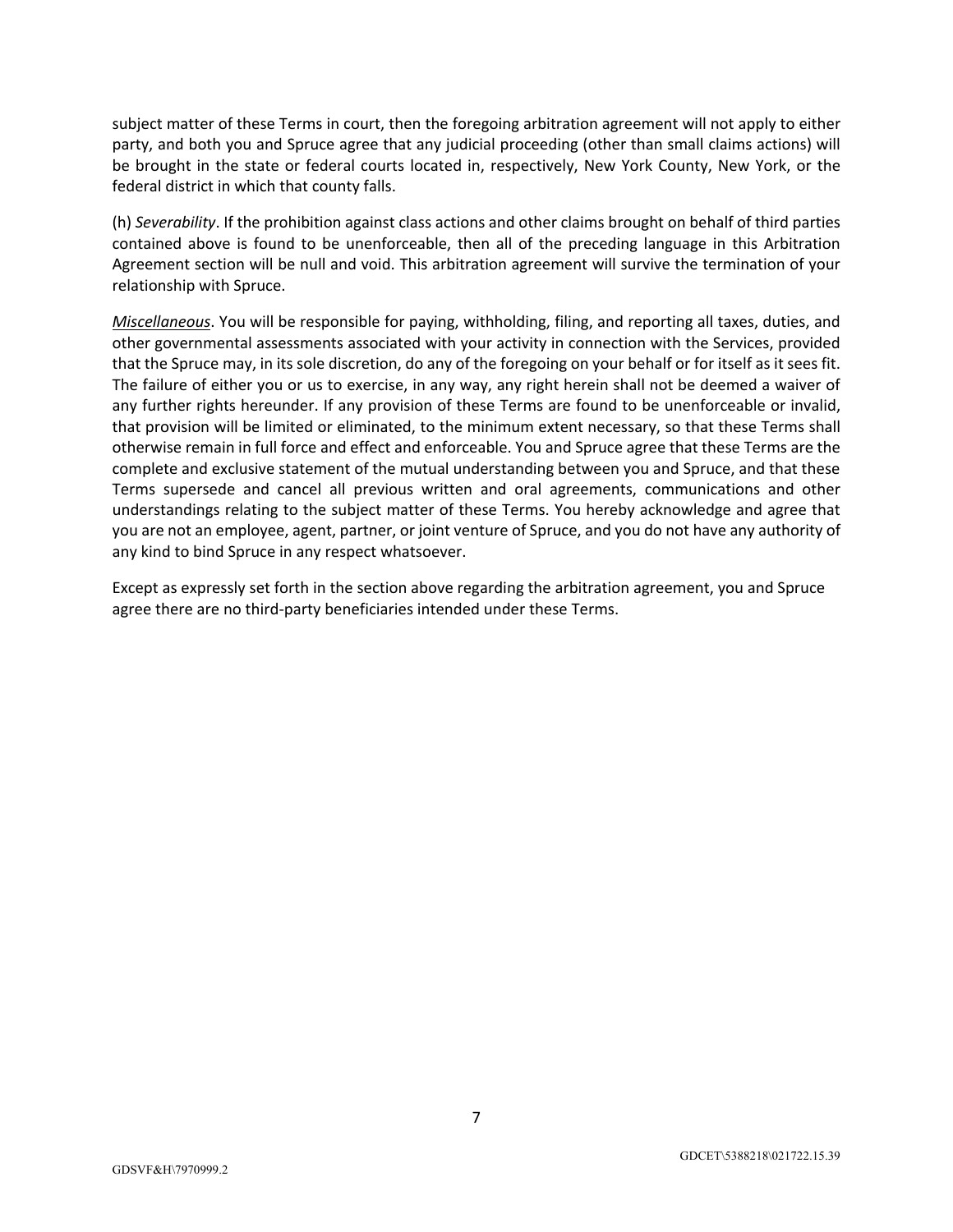subject matter of these Terms in court, then the foregoing arbitration agreement will not apply to either party, and both you and Spruce agree that any judicial proceeding (other than small claims actions) will be brought in the state or federal courts located in, respectively, New York County, New York, or the federal district in which that county falls.

(h) *Severability*. If the prohibition against class actions and other claims brought on behalf of third parties contained above is found to be unenforceable, then all of the preceding language in this Arbitration Agreement section will be null and void. This arbitration agreement will survive the termination of your relationship with Spruce.

*Miscellaneous*. You will be responsible for paying, withholding, filing, and reporting all taxes, duties, and other governmental assessments associated with your activity in connection with the Services, provided that the Spruce may, in its sole discretion, do any of the foregoing on your behalf or for itself as it sees fit. The failure of either you or us to exercise, in any way, any right herein shall not be deemed a waiver of any further rights hereunder. If any provision of these Terms are found to be unenforceable or invalid, that provision will be limited or eliminated, to the minimum extent necessary, so that these Terms shall otherwise remain in full force and effect and enforceable. You and Spruce agree that these Terms are the complete and exclusive statement of the mutual understanding between you and Spruce, and that these Terms supersede and cancel all previous written and oral agreements, communications and other understandings relating to the subject matter of these Terms. You hereby acknowledge and agree that you are not an employee, agent, partner, or joint venture of Spruce, and you do not have any authority of any kind to bind Spruce in any respect whatsoever.

Except as expressly set forth in the section above regarding the arbitration agreement, you and Spruce agree there are no third-party beneficiaries intended under these Terms.

GDCET\5388218\021722.15.39

GDSVF&H\7970999.2